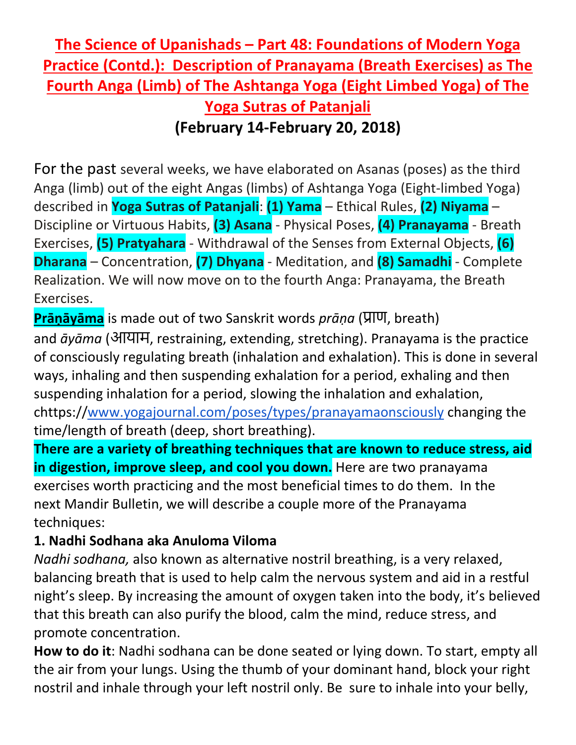# The Science of Upanishads – Part 48: Foundations of Modern Yoga Practice (Contd.): Description of Pranayama (Breath Exercises) as The Fourth Anga (Limb) of The Ashtanga Yoga (Eight Limbed Yoga) of The Yoga Sutras of Patanjali

**(February 14-February 20, 2018)**

For the past several weeks, we have elaborated on Asanas (poses) as the third Anga (limb) out of the eight Angas (limbs) of Ashtanga Yoga (Eight-limbed Yoga) described in **Yoga Sutras of Patanjali**: **(1) Yama** – Ethical Rules, **(2) Niyama** – Discipline or Virtuous Habits, **(3) Asana** - Physical Poses, **(4) Pranayama** - Breath Exercises, **(5) Pratyahara** - Withdrawal of the Senses from External Objects, **(6) Dharana** – Concentration, **(7) Dhyana** - Meditation, and **(8) Samadhi** - Complete Realization. We will now move on to the fourth Anga: Pranayama, the Breath Exercises.

**Prāṇāyāma** is made out of two Sanskrit words *prāṇa* (प्राण, breath) and *āyāma* (आयाम, restraining, extending, stretching). Pranayama is the practice of consciously regulating breath (inhalation and exhalation). This is done in several ways, inhaling and then suspending exhalation for a period, exhaling and then suspending inhalation for a period, slowing the inhalation and exhalation, chttps://www.yogajournal.com/poses/types/pranayamaonsciously changing the time/length of breath (deep, short breathing).

**There are a variety of breathing techniques that are known to reduce stress, aid in digestion, improve sleep, and cool you down.** Here are two pranayama exercises worth practicing and the most beneficial times to do them. In the next Mandir Bulletin, we will describe a couple more of the Pranayama techniques:

**1. Nadhi Sodhana aka Anuloma Viloma**

*Nadhi sodhana,* also known as alternative nostril breathing, is a very relaxed, balancing breath that is used to help calm the nervous system and aid in a restful night's sleep. By increasing the amount of oxygen taken into the body, it's believed that this breath can also purify the blood, calm the mind, reduce stress, and promote concentration.

**How to do it**: Nadhi sodhana can be done seated or lying down. To start, empty all the air from your lungs. Using the thumb of your dominant hand, block your right nostril and inhale through your left nostril only. Be sure to inhale into your belly,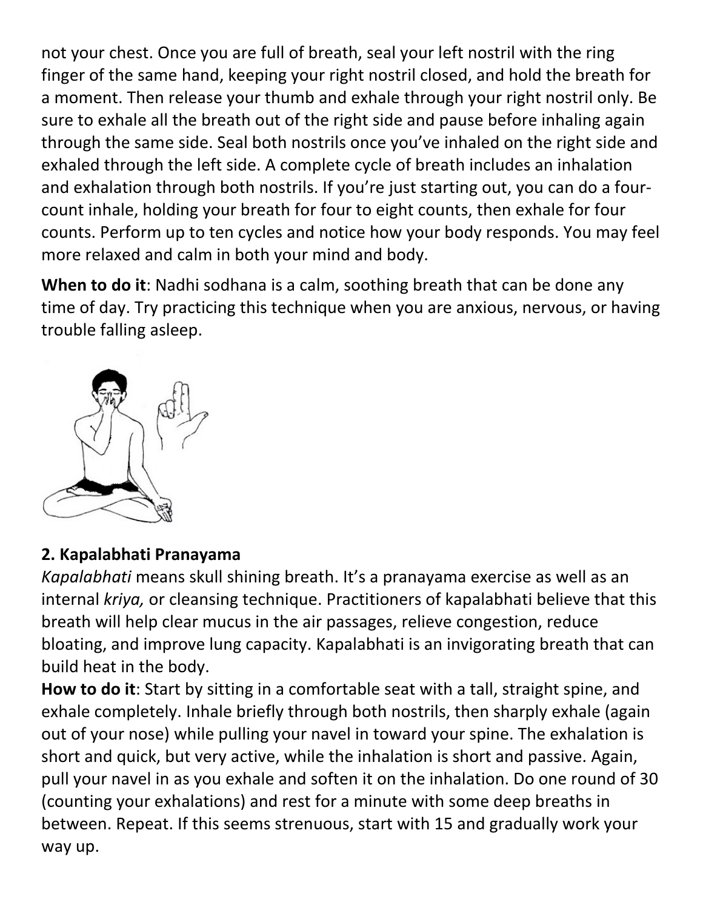not your chest. Once you are full of breath, seal your left nostril with the ring finger of the same hand, keeping your right nostril closed, and hold the breath for a moment. Then release your thumb and exhale through your right nostril only. Be sure to exhale all the breath out of the right side and pause before inhaling again through the same side. Seal both nostrils once you've inhaled on the right side and exhaled through the left side. A complete cycle of breath includes an inhalation and exhalation through both nostrils. If you're just starting out, you can do a four-count inhale, holding your breath for four to eight counts, then exhale for four counts. Perform up to ten cycles and notice how your body responds. You may feel more relaxed and calm in both your mind and body.

**When to do it**: Nadhi sodhana is a calm, soothing breath that can be done any time of day. Try practicing this technique when you are anxious, nervous, or having trouble falling asleep.

### 2. Kapalabhati Pranayama

*Kapalabhati* means skull shining breath. It's a pranayama exercise as well as an internal *kriya,* or cleansing technique. Practitioners of kapalabhati believe that this breath will help clear mucus in the air passages, relieve congestion, reduce bloating, and improve lung capacity. Kapalabhati is an invigorating breath that can build heat in the body.

**How to do it**: Start by sitting in a comfortable seat with a tall, straight spine, and exhale completely. Inhale briefly through both nostrils, then sharply exhale (again out of your nose) while pulling your navel in toward your spine. The exhalation is short and quick, but very active, while the inhalation is short and passive. Again, pull your navel in as you exhale and soften it on the inhalation. Do one round of 30 (counting your exhalations) and rest for a minute with some deep breaths in between. Repeat. If this seems strenuous, start with 15 and gradually work your way up.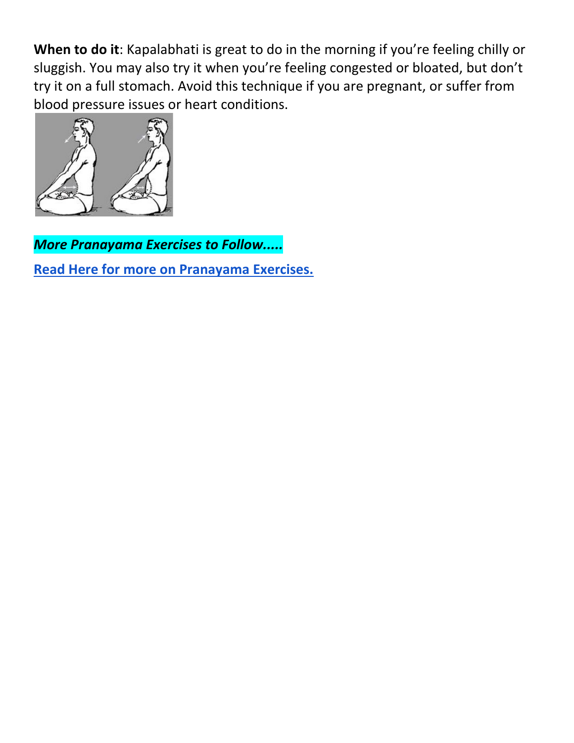**When to do it**: Kapalabhati is great to do in the morning if you're feeling chilly or sluggish. You may also try it when you're feeling congested or bloated, but don't try it on a full stomach. Avoid this technique if you are pregnant, or suffer from blood pressure issues or heart conditions.

***More Pranayama Exercises to Follow.....***

**Read Here for more on Pranayama Exercises.**